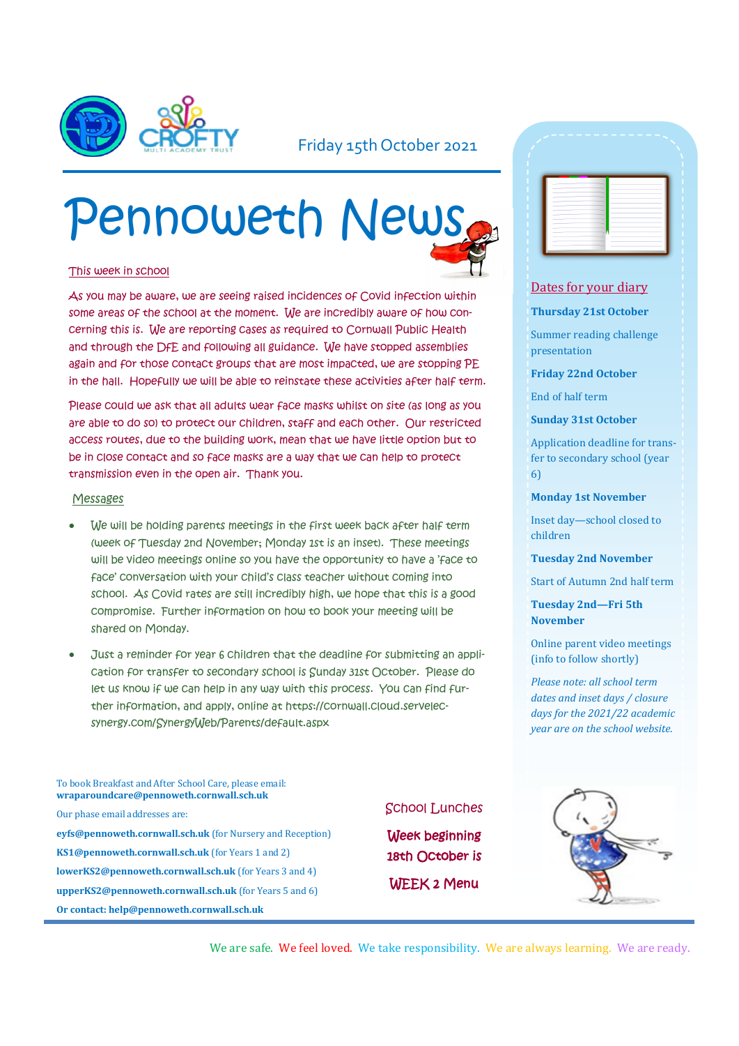Friday 15th October 2021

# Pennoweth News

## This week in school

As you may be aware, we are seeing raised incidences of Covid infection within some areas of the school at the moment. We are incredibly aware of how concerning this is. We are reporting cases as required to Cornwall Public Health and through the DfE and following all guidance. We have stopped assemblies again and for those contact groups that are most impacted, we are stopping PE in the hall. Hopefully we will be able to reinstate these activities after half term.

Please could we ask that all adults wear face masks whilst on site (as long as you are able to do so) to protect our children, staff and each other. Our restricted access routes, due to the building work, mean that we have little option but to be in close contact and so face masks are a way that we can help to protect transmission even in the open air. Thank you.

## Messages

- We will be holding parents meetings in the first week back after half term (week of Tuesday 2nd November; Monday 1st is an inset). These meetings will be video meetings online so you have the opportunity to have a 'face to face' conversation with your child's class teacher without coming into school. As Covid rates are still incredibly high, we hope that this is a good compromise. Further information on how to book your meeting will be shared on Monday.
- Just a reminder for year 6 children that the deadline for submitting an application for transfer to secondary school is Sunday 31st October. Please do let us know if we can help in any way with this process. You can find further information, and apply, online at https://cornwall.cloud.servelec-synergy.com/SynergyWeb/Parents/default.aspx

## Dates for your diary

**Thursday 21st October**

Summer reading challenge presentation

**Friday 22nd October**

End of half term

**Sunday 31st October**

Application deadline for transfer to secondary school (year 6)

**Monday 1st November**

Inset day—school closed to children

**Tuesday 2nd November**

Start of Autumn 2nd half term

**Tuesday 2nd—Fri 5th November**

Online parent video meetings (info to follow shortly)

*Please note: all school term dates and inset days / closure days for the 2021/22 academic year are on the school website.*

To book Breakfast and After School Care, please email: **wraparoundcare@pennoweth.cornwall.sch.uk**

Our phase email addresses are:

**eyfs@pennoweth.cornwall.sch.uk** (for Nursery and Reception)

**KS1@pennoweth.cornwall.sch.uk** (for Years 1 and 2)

**lowerKS2@pennoweth.cornwall.sch.uk** (for Years 3 and 4)

**upperKS2@pennoweth.cornwall.sch.uk** (for Years 5 and 6)

**Or contact: help@pennoweth.cornwall.sch.uk**

## School Lunches

**Week beginning 18th October is**

**WEEK 2 Menu**

We are safe. We feel loved. We take responsibility. We are always learning. We are ready.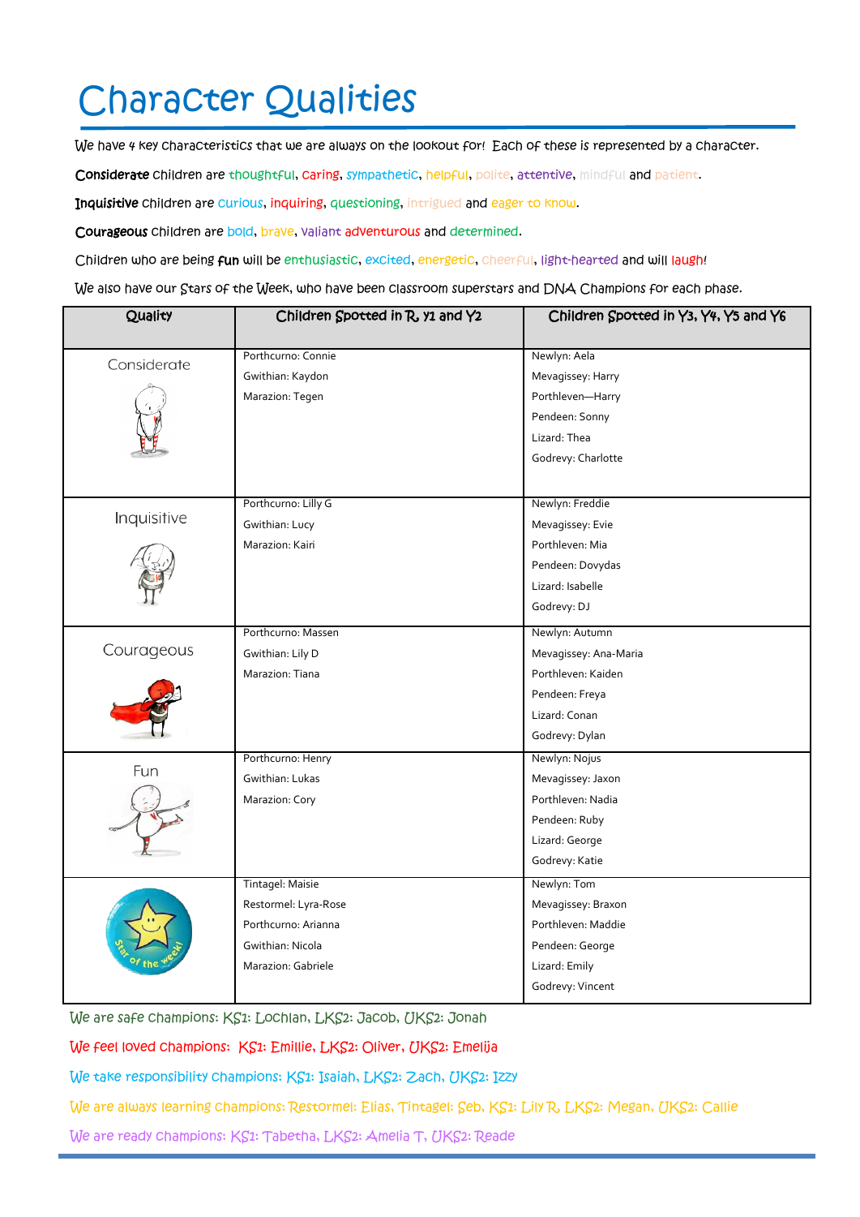# Character Qualities

We have 4 key characteristics that we are always on the lookout for! Each of these is represented by a character.

**Considerate** children are thoughtful, caring, sympathetic, helpful, polite, attentive, mindful and patient.

**Inquisitive** children are curious, inquiring, questioning, intrigued and eager to know.

**Courageous** children are bold, brave, valiant adventurous and determined.

Children who are being **fun** will be enthusiastic, excited, energetic, cheerful, light-hearted and will laugh!

We also have our Stars of the Week, who have been classroom superstars and DNA Champions for each phase.

| Quality | Children Spotted in R, Y1 and Y2 | Children Spotted in Y3, Y4, Y5 and Y6 |
|---|---|---|
| Considerate | Porthcurno: Connie<br>Gwithian: Kaydon<br>Marazion: Tegen | Newlyn: Aela<br>Mevagissey: Harry<br>Porthleven—Harry<br>Pendeen: Sonny<br>Lizard: Thea<br>Godrevy: Charlotte |
| Inquisitive | Porthcurno: Lilly G<br>Gwithian: Lucy<br>Marazion: Kairi | Newlyn: Freddie<br>Mevagissey: Evie<br>Porthleven: Mia<br>Pendeen: Dovydas<br>Lizard: Isabelle<br>Godrevy: DJ |
| Courageous | Porthcurno: Massen<br>Gwithian: Lily D<br>Marazion: Tiana | Newlyn: Autumn<br>Mevagissey: Ana-Maria<br>Porthleven: Kaiden<br>Pendeen: Freya<br>Lizard: Conan<br>Godrevy: Dylan |
| Fun | Porthcurno: Henry<br>Gwithian: Lukas<br>Marazion: Cory | Newlyn: Nojus<br>Mevagissey: Jaxon<br>Porthleven: Nadia<br>Pendeen: Ruby<br>Lizard: George<br>Godrevy: Katie |
| Star of the week! | Tintagel: Maisie<br>Restormel: Lyra-Rose<br>Porthcurno: Arianna<br>Gwithian: Nicola<br>Marazion: Gabriele | Newlyn: Tom<br>Mevagissey: Braxon<br>Porthleven: Maddie<br>Pendeen: George<br>Lizard: Emily<br>Godrevy: Vincent |

We are safe champions: KS1: Lochlan, LKS2: Jacob, UKS2: Jonah

We feel loved champions: KS1: Emillie, LKS2: Oliver, UKS2: Emelija

We take responsibility champions: KS1: Isaiah, LKS2: Zach, UKS2: Izzy

We are always learning champions: Restormel: Elias, Tintagel: Seb, KS1: Lily R, LKS2: Megan, UKS2: Callie

We are ready champions: KS1: Tabetha, LKS2: Amelia T, UKS2: Reade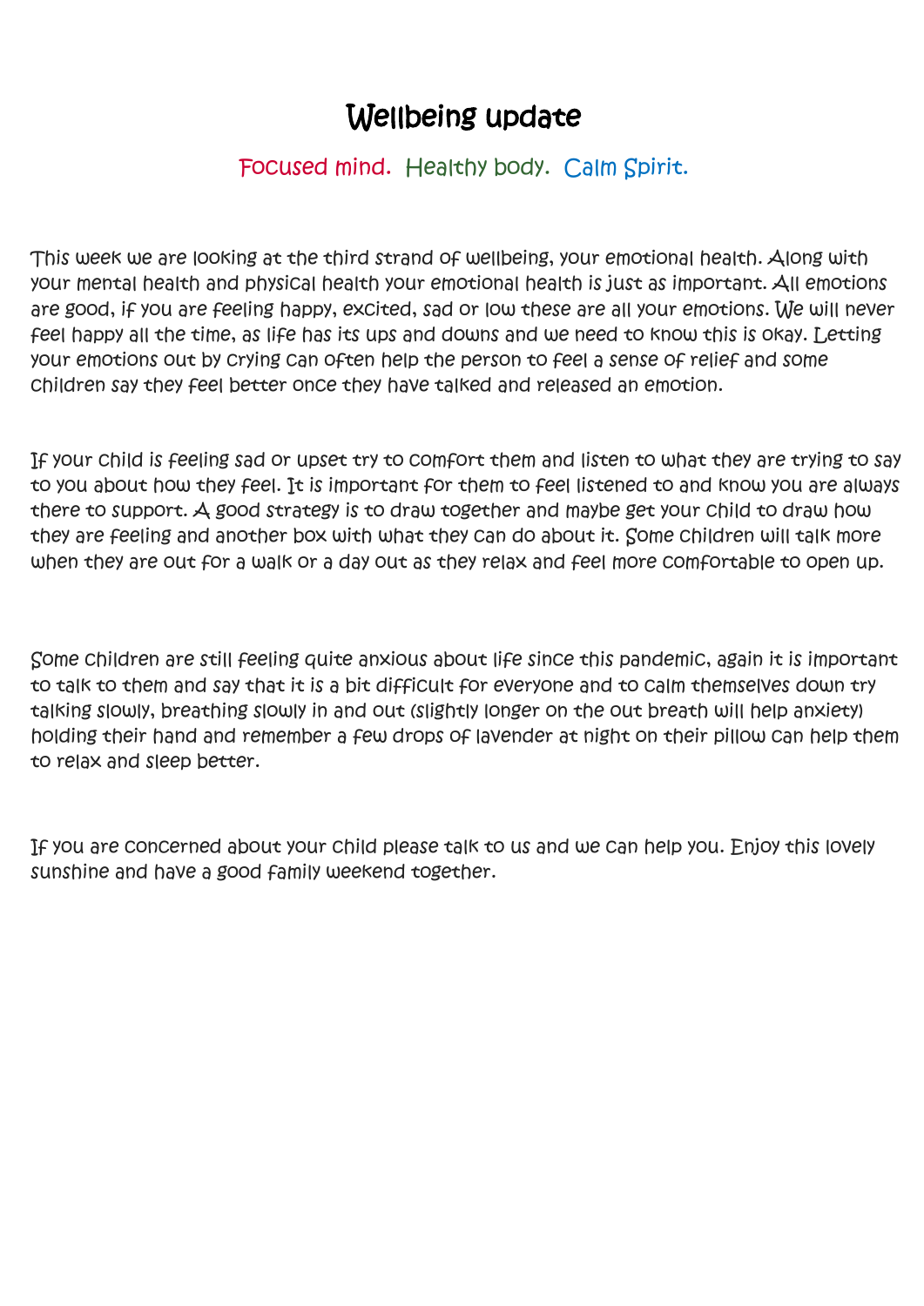# Wellbeing update

Focused mind. Healthy body. Calm Spirit.

This week we are looking at the third strand of wellbeing, your emotional health. Along with your mental health and physical health your emotional health is just as important. All emotions are good, if you are feeling happy, excited, sad or low these are all your emotions. We will never feel happy all the time, as life has its ups and downs and we need to know this is okay. Letting your emotions out by crying can often help the person to feel a sense of relief and some children say they feel better once they have talked and released an emotion.

If your child is feeling sad or upset try to comfort them and listen to what they are trying to say to you about how they feel. It is important for them to feel listened to and know you are always there to support. A good strategy is to draw together and maybe get your child to draw how they are feeling and another box with what they can do about it. Some children will talk more when they are out for a walk or a day out as they relax and feel more comfortable to open up.

Some children are still feeling quite anxious about life since this pandemic, again it is important to talk to them and say that it is a bit difficult for everyone and to calm themselves down try talking slowly, breathing slowly in and out (slightly longer on the out breath will help anxiety) holding their hand and remember a few drops of lavender at night on their pillow can help them to relax and sleep better.

If you are concerned about your child please talk to us and we can help you. Enjoy this lovely sunshine and have a good family weekend together.